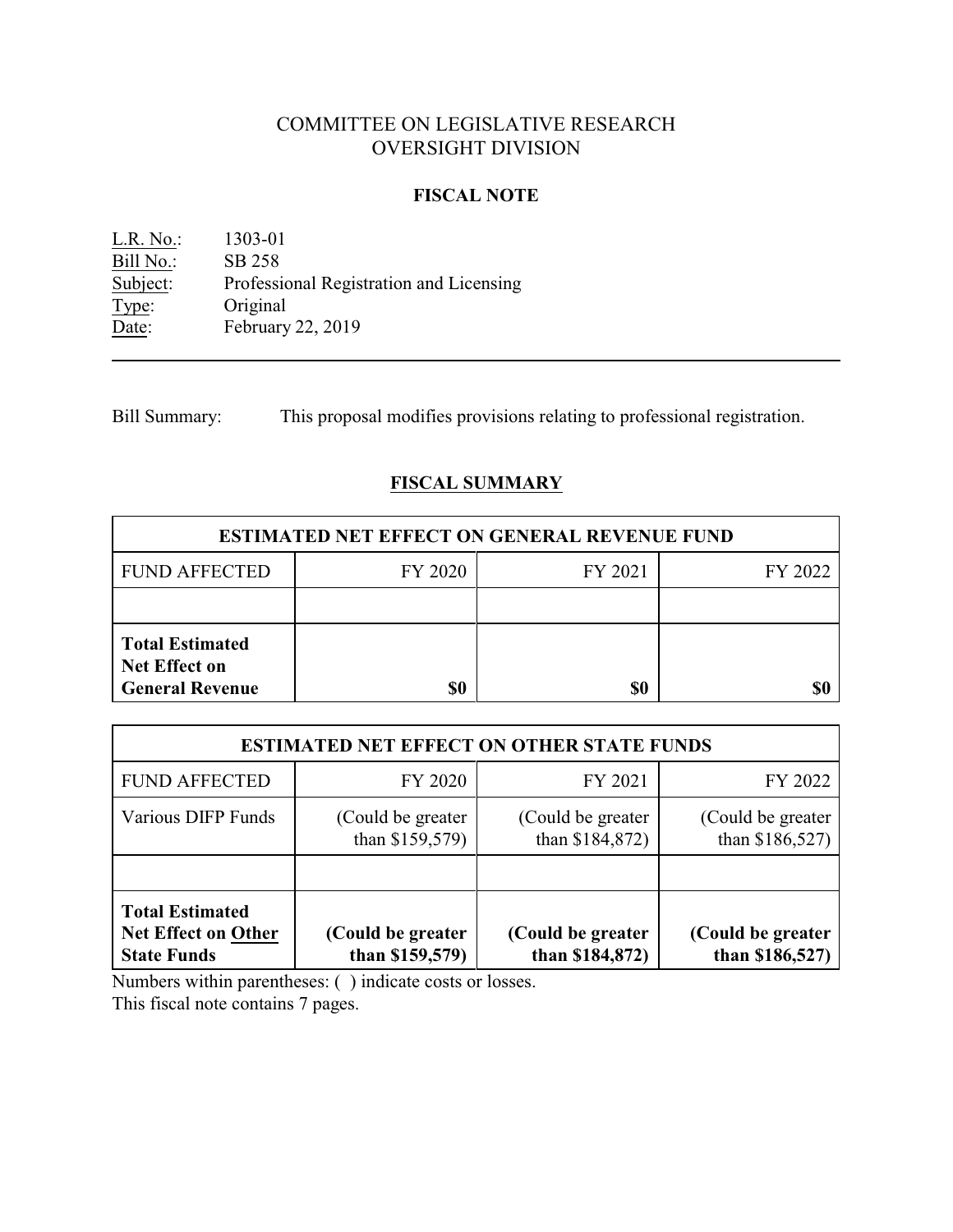# COMMITTEE ON LEGISLATIVE RESEARCH
# OVERSIGHT DIVISION

## FISCAL NOTE

L.R. No.: 1303-01
Bill No.: SB 258
Subject: Professional Registration and Licensing
Type: Original
Date: February 22, 2019

---

Bill Summary: This proposal modifies provisions relating to professional registration.

## FISCAL SUMMARY

| ESTIMATED NET EFFECT ON GENERAL REVENUE FUND | | | |
|---|---|---|---|
| FUND AFFECTED | FY 2020 | FY 2021 | FY 2022 |
| | | | |
| **Total Estimated Net Effect on General Revenue** | **$0** | **$0** | **$0** |

| ESTIMATED NET EFFECT ON OTHER STATE FUNDS | | | |
|---|---|---|---|
| FUND AFFECTED | FY 2020 | FY 2021 | FY 2022 |
| Various DIFP Funds | (Could be greater than $159,579) | (Could be greater than $184,872) | (Could be greater than $186,527) |
| | | | |
| **Total Estimated Net Effect on Other State Funds** | **(Could be greater than $159,579)** | **(Could be greater than $184,872)** | **(Could be greater than $186,527)** |

Numbers within parentheses: ( ) indicate costs or losses.
This fiscal note contains 7 pages.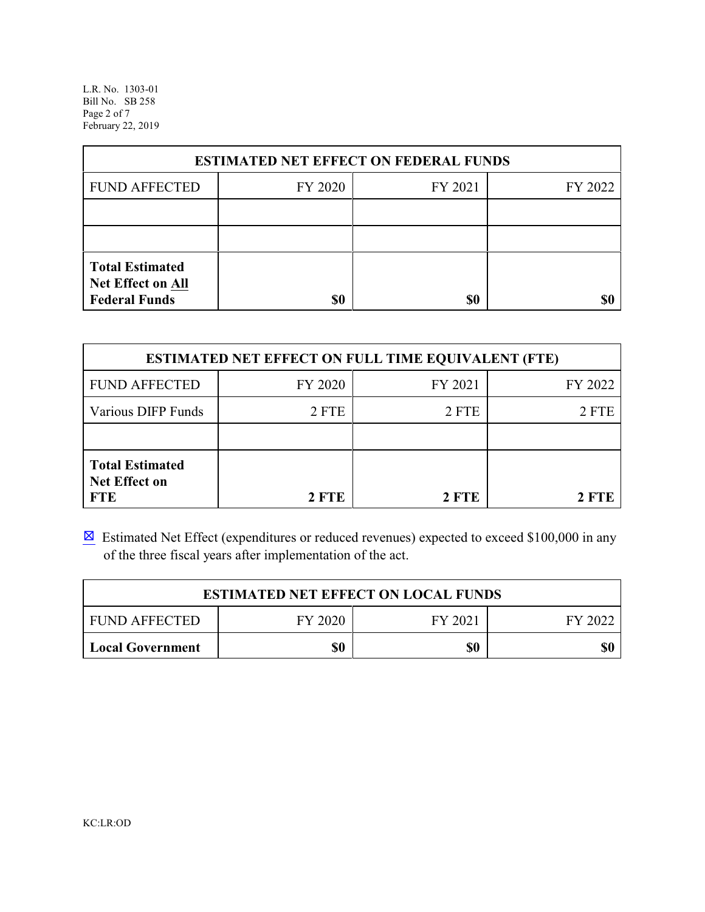| ESTIMATED NET EFFECT ON FEDERAL FUNDS | | | |
|---|---|---|---|
| FUND AFFECTED | FY 2020 | FY 2021 | FY 2022 |
| | | | |
| | | | |
| **Total Estimated Net Effect on All Federal Funds** | **$0** | **$0** | **$0** |

| ESTIMATED NET EFFECT ON FULL TIME EQUIVALENT (FTE) | | | |
|---|---|---|---|
| FUND AFFECTED | FY 2020 | FY 2021 | FY 2022 |
| Various DIFP Funds | 2 FTE | 2 FTE | 2 FTE |
| | | | |
| **Total Estimated Net Effect on FTE** | **2 FTE** | **2 FTE** | **2 FTE** |

☒ Estimated Net Effect (expenditures or reduced revenues) expected to exceed $100,000 in any of the three fiscal years after implementation of the act.

| ESTIMATED NET EFFECT ON LOCAL FUNDS | | | |
|---|---|---|---|
| FUND AFFECTED | FY 2020 | FY 2021 | FY 2022 |
| **Local Government** | **$0** | **$0** | **$0** |

KC:LR:OD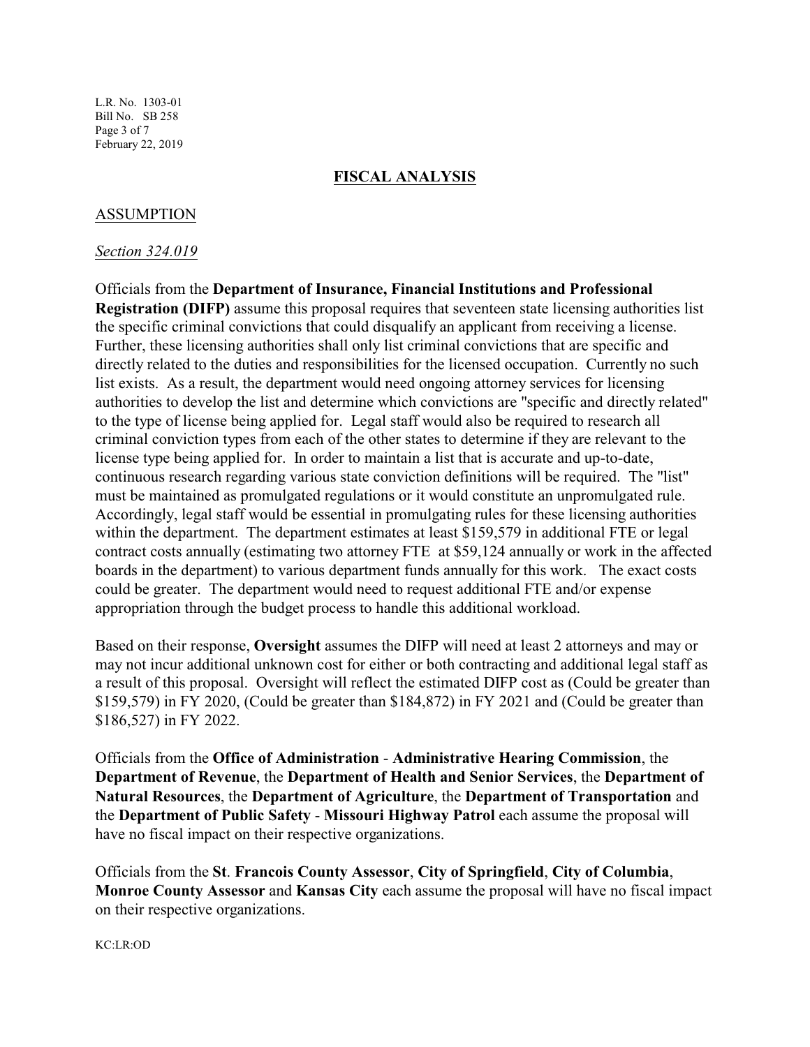## FISCAL ANALYSIS

### ASSUMPTION

*Section 324.019*

Officials from the **Department of Insurance, Financial Institutions and Professional Registration (DIFP)** assume this proposal requires that seventeen state licensing authorities list the specific criminal convictions that could disqualify an applicant from receiving a license. Further, these licensing authorities shall only list criminal convictions that are specific and directly related to the duties and responsibilities for the licensed occupation. Currently no such list exists. As a result, the department would need ongoing attorney services for licensing authorities to develop the list and determine which convictions are "specific and directly related" to the type of license being applied for. Legal staff would also be required to research all criminal conviction types from each of the other states to determine if they are relevant to the license type being applied for. In order to maintain a list that is accurate and up-to-date, continuous research regarding various state conviction definitions will be required. The "list" must be maintained as promulgated regulations or it would constitute an unpromulgated rule. Accordingly, legal staff would be essential in promulgating rules for these licensing authorities within the department. The department estimates at least $159,579 in additional FTE or legal contract costs annually (estimating two attorney FTE at $59,124 annually or work in the affected boards in the department) to various department funds annually for this work. The exact costs could be greater. The department would need to request additional FTE and/or expense appropriation through the budget process to handle this additional workload.

Based on their response, **Oversight** assumes the DIFP will need at least 2 attorneys and may or may not incur additional unknown cost for either or both contracting and additional legal staff as a result of this proposal. Oversight will reflect the estimated DIFP cost as (Could be greater than $159,579) in FY 2020, (Could be greater than $184,872) in FY 2021 and (Could be greater than $186,527) in FY 2022.

Officials from the **Office of Administration** - **Administrative Hearing Commission**, the **Department of Revenue**, the **Department of Health and Senior Services**, the **Department of Natural Resources**, the **Department of Agriculture**, the **Department of Transportation** and the **Department of Public Safety** - **Missouri Highway Patrol** each assume the proposal will have no fiscal impact on their respective organizations.

Officials from the **St**. **Francois County Assessor**, **City of Springfield**, **City of Columbia**, **Monroe County Assessor** and **Kansas City** each assume the proposal will have no fiscal impact on their respective organizations.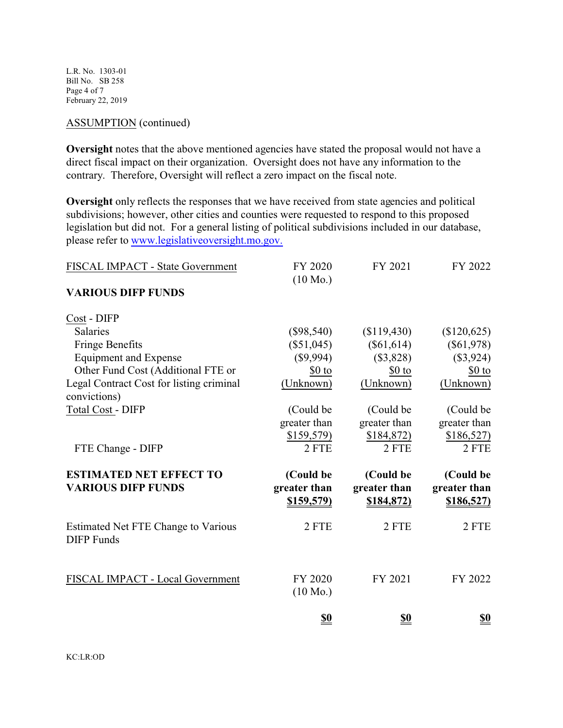ASSUMPTION (continued)

**Oversight** notes that the above mentioned agencies have stated the proposal would not have a direct fiscal impact on their organization. Oversight does not have any information to the contrary. Therefore, Oversight will reflect a zero impact on the fiscal note.

**Oversight** only reflects the responses that we have received from state agencies and political subdivisions; however, other cities and counties were requested to respond to this proposed legislation but did not. For a general listing of political subdivisions included in our database, please refer to www.legislativeoversight.mo.gov.

| FISCAL IMPACT - State Government | FY 2020 (10 Mo.) | FY 2021 | FY 2022 |
|---|---|---|---|
| **VARIOUS DIFP FUNDS** | | | |
| Cost - DIFP | | | |
| Salaries | ($98,540) | ($119,430) | ($120,625) |
| Fringe Benefits | ($51,045) | ($61,614) | ($61,978) |
| Equipment and Expense | ($9,994) | ($3,828) | ($3,924) |
| Other Fund Cost (Additional FTE or Legal Contract Cost for listing criminal convictions) | $0 to (Unknown) | $0 to (Unknown) | $0 to (Unknown) |
| Total Cost - DIFP | (Could be greater than $159,579) | (Could be greater than $184,872) | (Could be greater than $186,527) |
| FTE Change - DIFP | 2 FTE | 2 FTE | 2 FTE |
| **ESTIMATED NET EFFECT TO VARIOUS DIFP FUNDS** | **(Could be greater than $159,579)** | **(Could be greater than $184,872)** | **(Could be greater than $186,527)** |
| Estimated Net FTE Change to Various DIFP Funds | 2 FTE | 2 FTE | 2 FTE |

| FISCAL IMPACT - Local Government | FY 2020 (10 Mo.) | FY 2021 | FY 2022 |
|---|---|---|---|
| | **$0** | **$0** | **$0** |

KC:LR:OD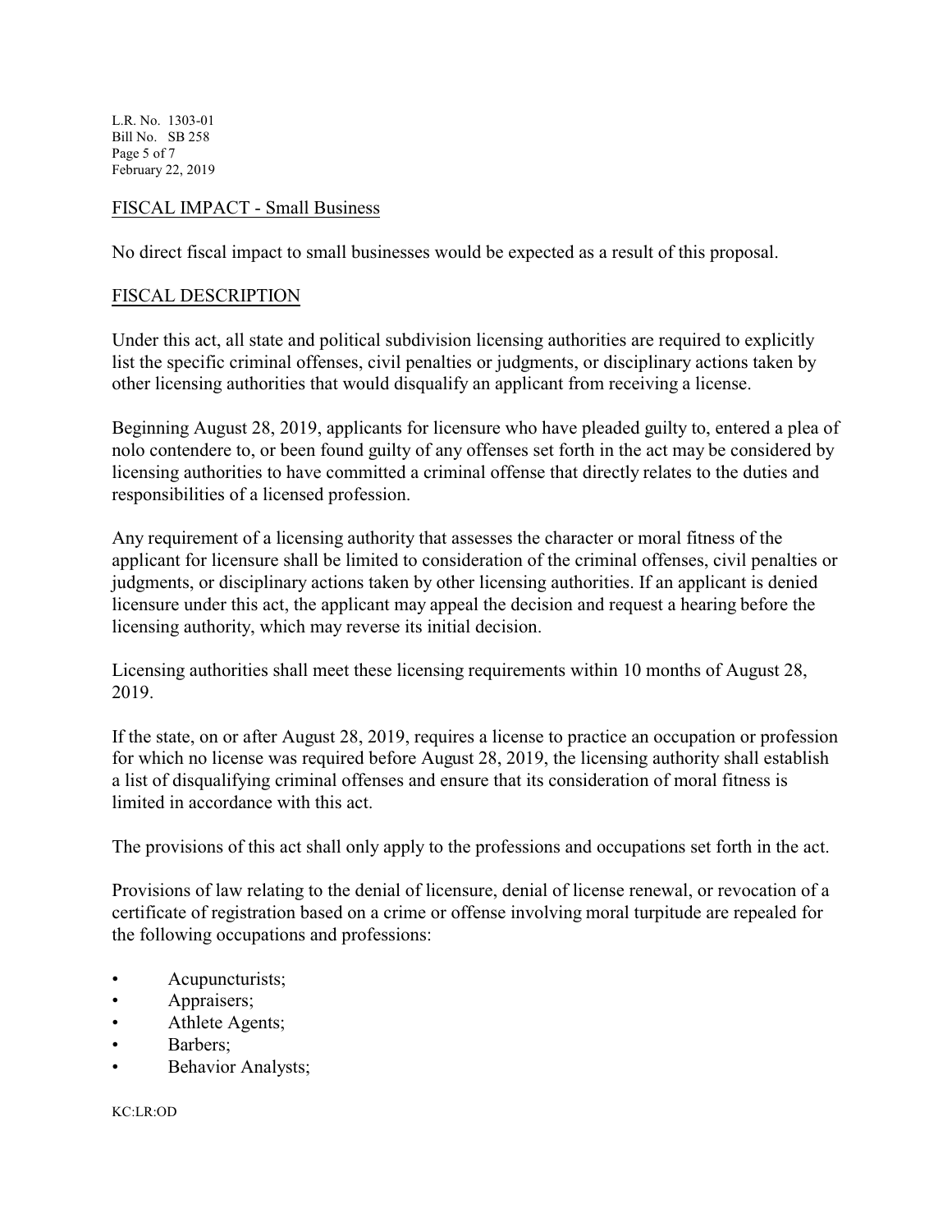## FISCAL IMPACT - Small Business

No direct fiscal impact to small businesses would be expected as a result of this proposal.

## FISCAL DESCRIPTION

Under this act, all state and political subdivision licensing authorities are required to explicitly list the specific criminal offenses, civil penalties or judgments, or disciplinary actions taken by other licensing authorities that would disqualify an applicant from receiving a license.

Beginning August 28, 2019, applicants for licensure who have pleaded guilty to, entered a plea of nolo contendere to, or been found guilty of any offenses set forth in the act may be considered by licensing authorities to have committed a criminal offense that directly relates to the duties and responsibilities of a licensed profession.

Any requirement of a licensing authority that assesses the character or moral fitness of the applicant for licensure shall be limited to consideration of the criminal offenses, civil penalties or judgments, or disciplinary actions taken by other licensing authorities. If an applicant is denied licensure under this act, the applicant may appeal the decision and request a hearing before the licensing authority, which may reverse its initial decision.

Licensing authorities shall meet these licensing requirements within 10 months of August 28, 2019.

If the state, on or after August 28, 2019, requires a license to practice an occupation or profession for which no license was required before August 28, 2019, the licensing authority shall establish a list of disqualifying criminal offenses and ensure that its consideration of moral fitness is limited in accordance with this act.

The provisions of this act shall only apply to the professions and occupations set forth in the act.

Provisions of law relating to the denial of licensure, denial of license renewal, or revocation of a certificate of registration based on a crime or offense involving moral turpitude are repealed for the following occupations and professions:

- Acupuncturists;
- Appraisers;
- Athlete Agents;
- Barbers;
- Behavior Analysts;

KC:LR:OD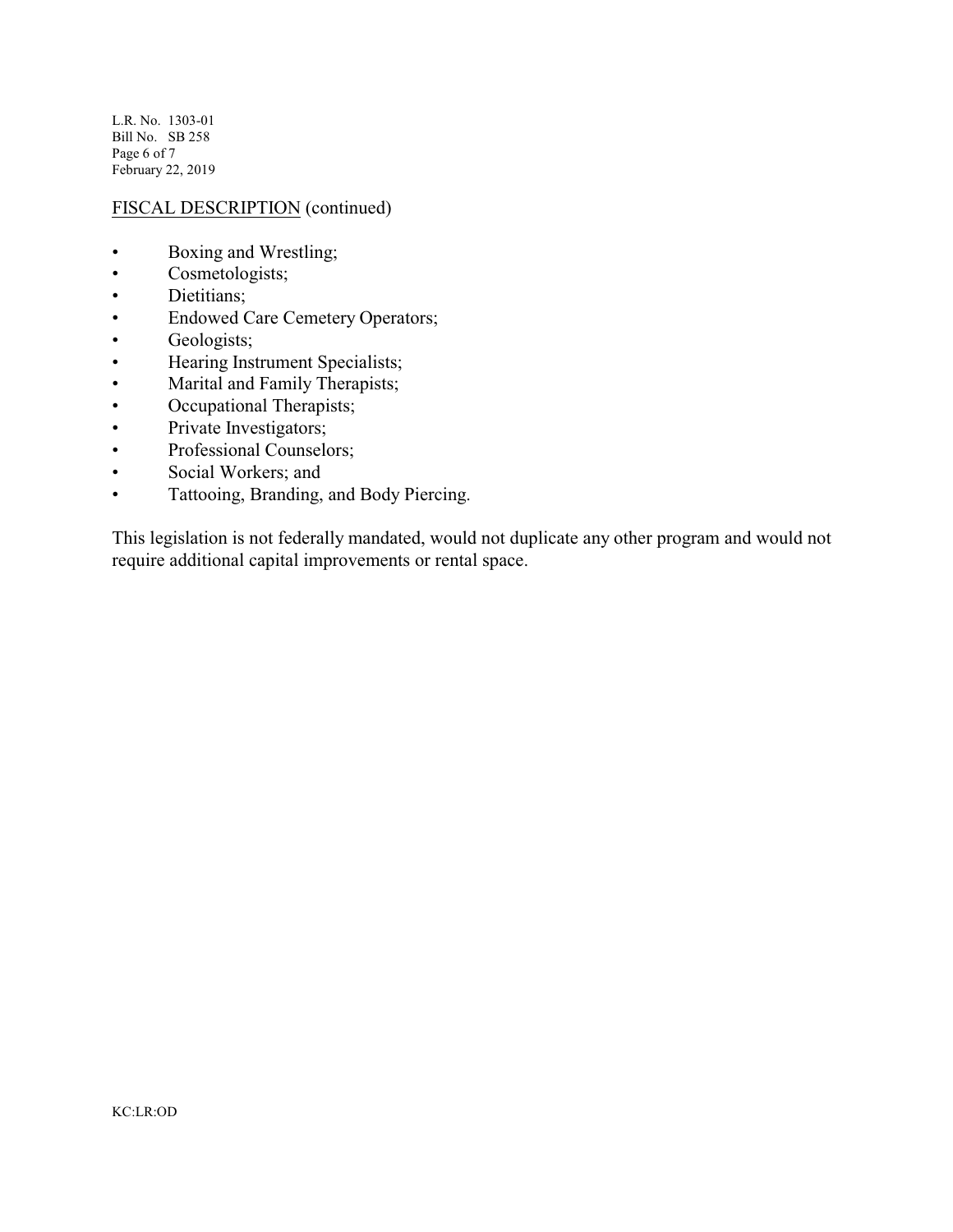FISCAL DESCRIPTION (continued)

- Boxing and Wrestling;
- Cosmetologists;
- Dietitians;
- Endowed Care Cemetery Operators;
- Geologists;
- Hearing Instrument Specialists;
- Marital and Family Therapists;
- Occupational Therapists;
- Private Investigators;
- Professional Counselors;
- Social Workers; and
- Tattooing, Branding, and Body Piercing.

This legislation is not federally mandated, would not duplicate any other program and would not require additional capital improvements or rental space.

KC:LR:OD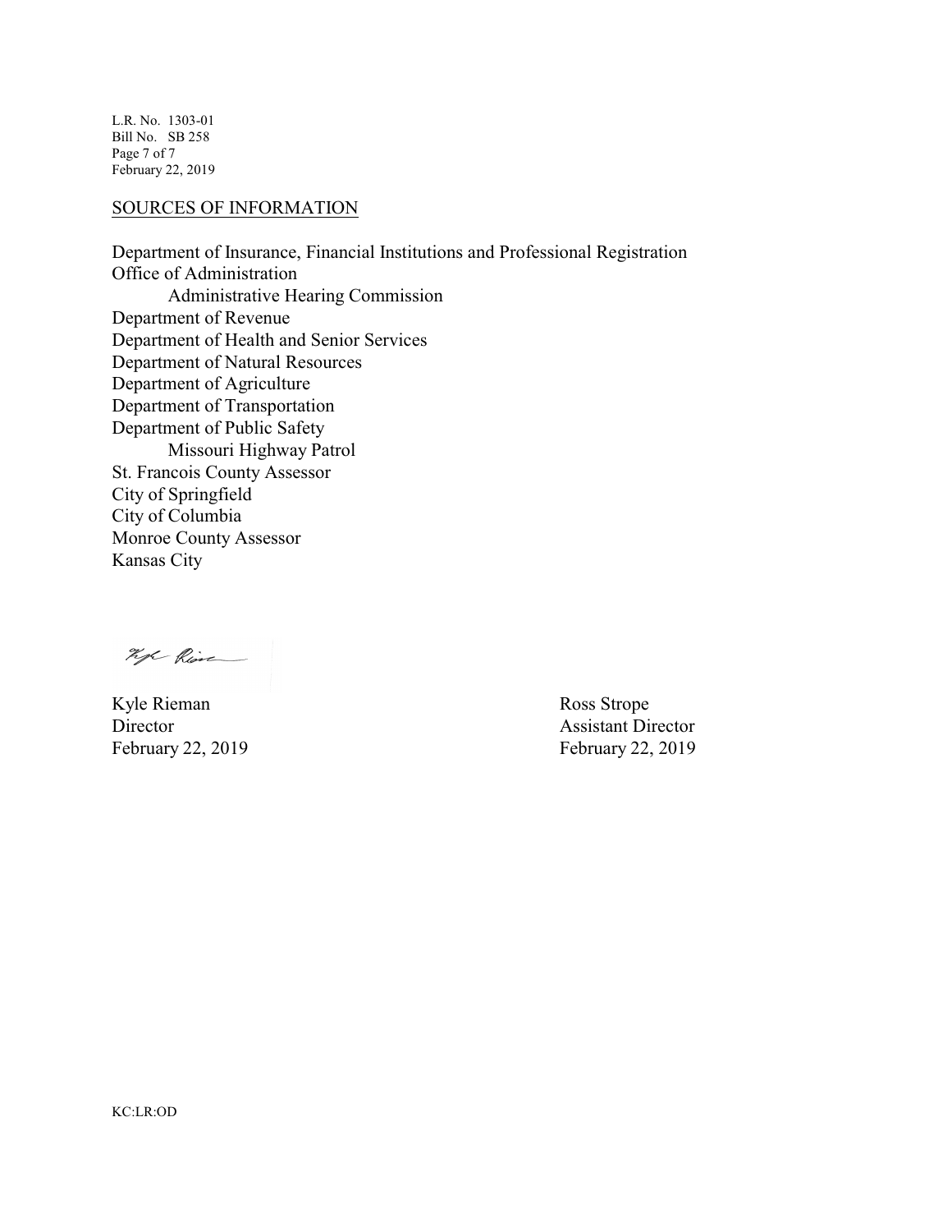## SOURCES OF INFORMATION

Department of Insurance, Financial Institutions and Professional Registration
Office of Administration
- Administrative Hearing Commission

Department of Revenue
Department of Health and Senior Services
Department of Natural Resources
Department of Agriculture
Department of Transportation
Department of Public Safety
- Missouri Highway Patrol

St. Francois County Assessor
City of Springfield
City of Columbia
Monroe County Assessor
Kansas City

Kyle Rieman
Director
February 22, 2019

Ross Strope
Assistant Director
February 22, 2019

KC:LR:OD